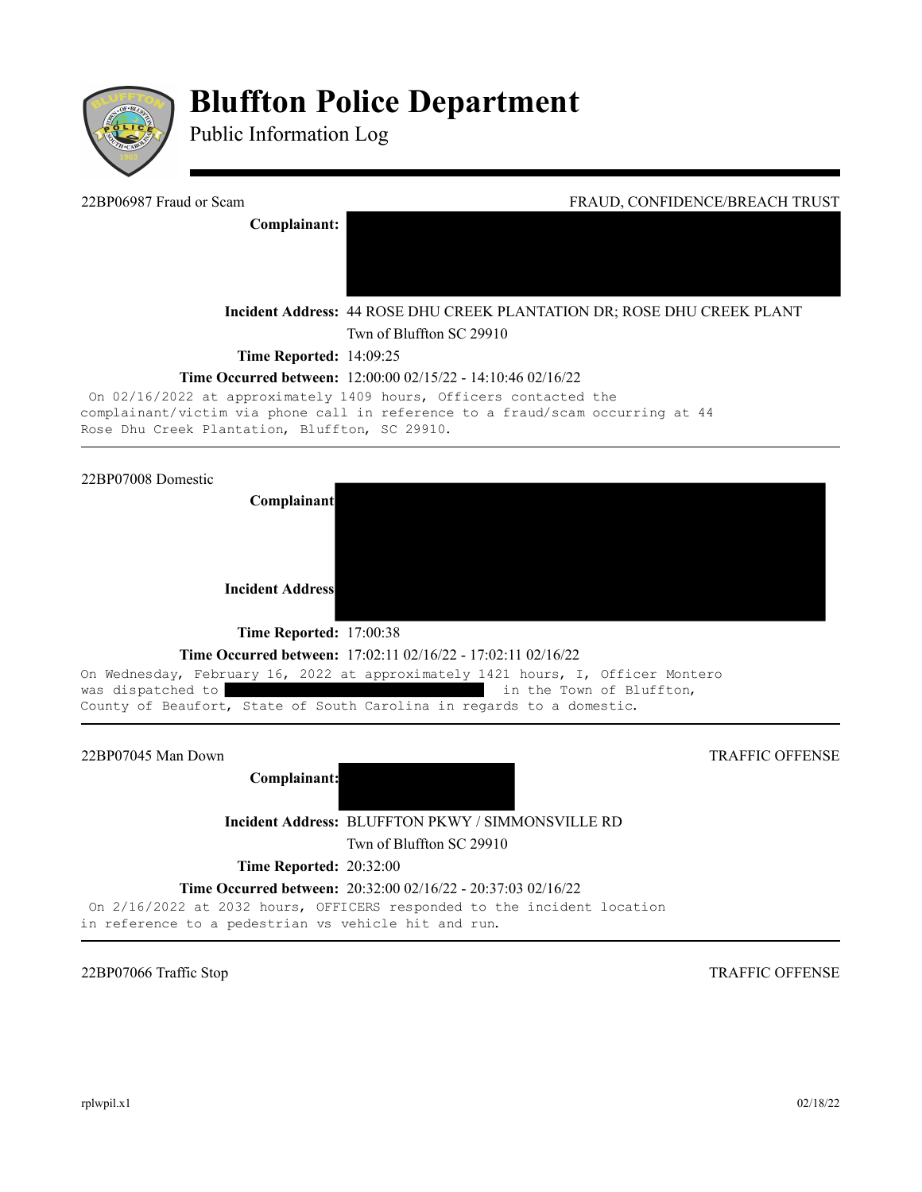# Bluffton Police Department

Public Information Log

---

22BP06987 Fraud or Scam FRAUD, CONFIDENCE/BREACH TRUST

**Complainant:**

**Incident Address:** 44 ROSE DHU CREEK PLANTATION DR; ROSE DHU CREEK PLANT
Twn of Bluffton SC 29910

**Time Reported:** 14:09:25

**Time Occurred between:** 12:00:00 02/15/22 - 14:10:46 02/16/22

On 02/16/2022 at approximately 1409 hours, Officers contacted the complainant/victim via phone call in reference to a fraud/scam occurring at 44 Rose Dhu Creek Plantation, Bluffton, SC 29910.

---

22BP07008 Domestic

**Complainant**

**Incident Address**

**Time Reported:** 17:00:38

**Time Occurred between:** 17:02:11 02/16/22 - 17:02:11 02/16/22

On Wednesday, February 16, 2022 at approximately 1421 hours, I, Officer Montero was dispatched to in the Town of Bluffton, County of Beaufort, State of South Carolina in regards to a domestic.

---

22BP07045 Man Down TRAFFIC OFFENSE

**Complainant:**

**Incident Address:** BLUFFTON PKWY / SIMMONSVILLE RD
Twn of Bluffton SC 29910

**Time Reported:** 20:32:00

**Time Occurred between:** 20:32:00 02/16/22 - 20:37:03 02/16/22

On 2/16/2022 at 2032 hours, OFFICERS responded to the incident location in reference to a pedestrian vs vehicle hit and run.

---

22BP07066 Traffic Stop TRAFFIC OFFENSE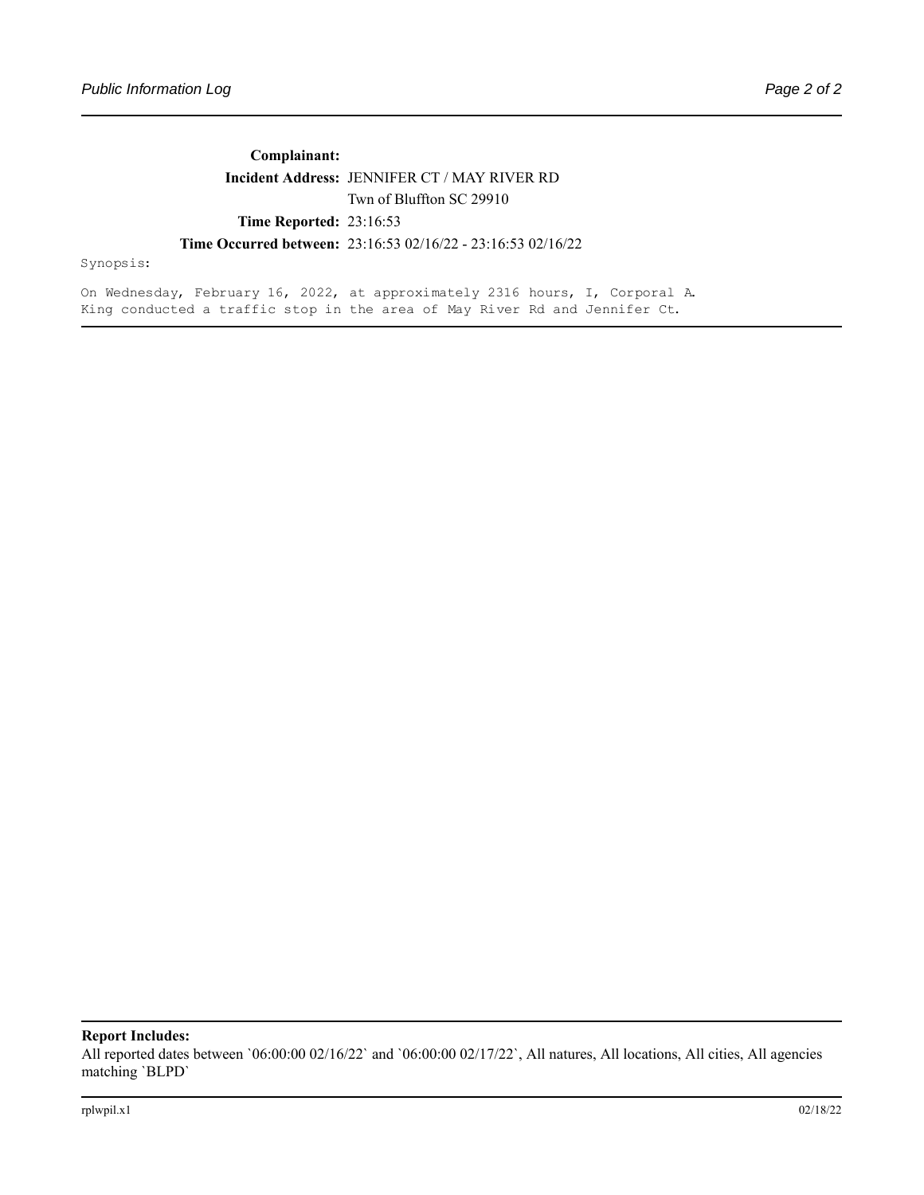**Complainant:**

**Incident Address:** JENNIFER CT / MAY RIVER RD
Twn of Bluffton SC 29910

**Time Reported:** 23:16:53

**Time Occurred between:** 23:16:53 02/16/22 - 23:16:53 02/16/22

Synopsis:

On Wednesday, February 16, 2022, at approximately 2316 hours, I, Corporal A. King conducted a traffic stop in the area of May River Rd and Jennifer Ct.

---

**Report Includes:**

All reported dates between `06:00:00 02/16/22` and `06:00:00 02/17/22`, All natures, All locations, All cities, All agencies matching `BLPD`

rplwpil.x1 02/18/22